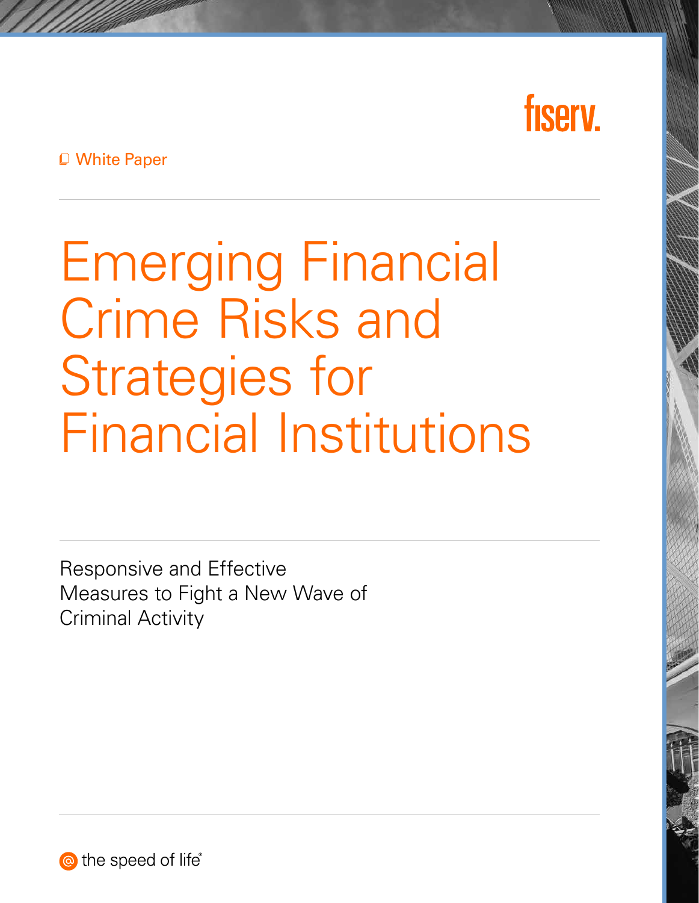fiserv.

White Paper

# Emerging Financial Crime Risks and Strategies for Financial Institutions

Responsive and Effective Measures to Fight a New Wave of Criminal Activity

the speed of life®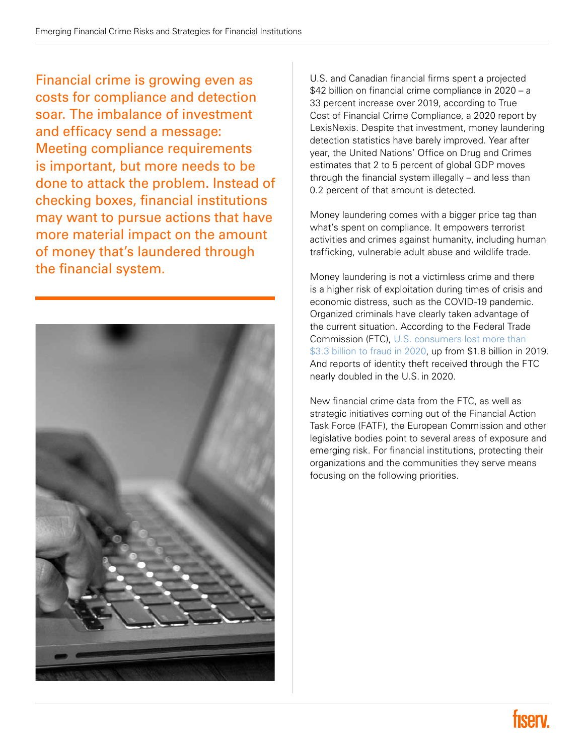Financial crime is growing even as costs for compliance and detection soar. The imbalance of investment and efficacy send a message: Meeting compliance requirements is important, but more needs to be done to attack the problem. Instead of checking boxes, financial institutions may want to pursue actions that have more material impact on the amount of money that's laundered through the financial system.

U.S. and Canadian financial firms spent a projected $42 billion on financial crime compliance in 2020 – a 33 percent increase over 2019, according to True Cost of Financial Crime Compliance, a 2020 report by LexisNexis. Despite that investment, money laundering detection statistics have barely improved. Year after year, the United Nations' Office on Drug and Crimes estimates that 2 to 5 percent of global GDP moves through the financial system illegally – and less than 0.2 percent of that amount is detected.

Money laundering comes with a bigger price tag than what's spent on compliance. It empowers terrorist activities and crimes against humanity, including human trafficking, vulnerable adult abuse and wildlife trade.

Money laundering is not a victimless crime and there is a higher risk of exploitation during times of crisis and economic distress, such as the COVID-19 pandemic. Organized criminals have clearly taken advantage of the current situation. According to the Federal Trade Commission (FTC), U.S. consumers lost more than $3.3 billion to fraud in 2020, up from $1.8 billion in 2019. And reports of identity theft received through the FTC nearly doubled in the U.S. in 2020.

New financial crime data from the FTC, as well as strategic initiatives coming out of the Financial Action Task Force (FATF), the European Commission and other legislative bodies point to several areas of exposure and emerging risk. For financial institutions, protecting their organizations and the communities they serve means focusing on the following priorities.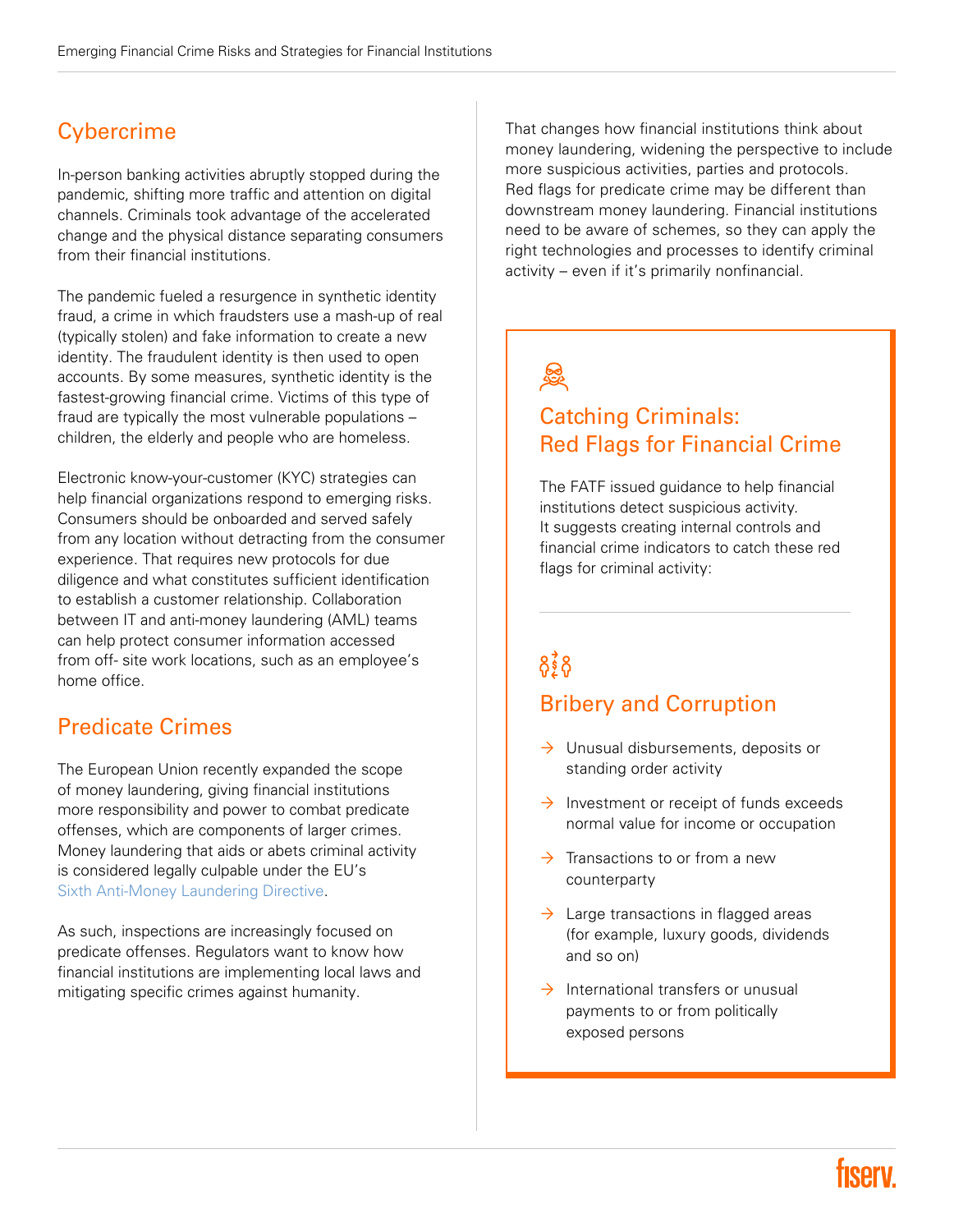## Cybercrime

In-person banking activities abruptly stopped during the pandemic, shifting more traffic and attention on digital channels. Criminals took advantage of the accelerated change and the physical distance separating consumers from their financial institutions.

The pandemic fueled a resurgence in synthetic identity fraud, a crime in which fraudsters use a mash-up of real (typically stolen) and fake information to create a new identity. The fraudulent identity is then used to open accounts. By some measures, synthetic identity is the fastest-growing financial crime. Victims of this type of fraud are typically the most vulnerable populations – children, the elderly and people who are homeless.

Electronic know-your-customer (KYC) strategies can help financial organizations respond to emerging risks. Consumers should be onboarded and served safely from any location without detracting from the consumer experience. That requires new protocols for due diligence and what constitutes sufficient identification to establish a customer relationship. Collaboration between IT and anti-money laundering (AML) teams can help protect consumer information accessed from off- site work locations, such as an employee's home office.

## Predicate Crimes

The European Union recently expanded the scope of money laundering, giving financial institutions more responsibility and power to combat predicate offenses, which are components of larger crimes. Money laundering that aids or abets criminal activity is considered legally culpable under the EU's Sixth Anti-Money Laundering Directive.

As such, inspections are increasingly focused on predicate offenses. Regulators want to know how financial institutions are implementing local laws and mitigating specific crimes against humanity.

That changes how financial institutions think about money laundering, widening the perspective to include more suspicious activities, parties and protocols. Red flags for predicate crime may be different than downstream money laundering. Financial institutions need to be aware of schemes, so they can apply the right technologies and processes to identify criminal activity – even if it's primarily nonfinancial.

## Catching Criminals: Red Flags for Financial Crime

The FATF issued guidance to help financial institutions detect suspicious activity. It suggests creating internal controls and financial crime indicators to catch these red flags for criminal activity:

### Bribery and Corruption

- Unusual disbursements, deposits or standing order activity
- Investment or receipt of funds exceeds normal value for income or occupation
- Transactions to or from a new counterparty
- Large transactions in flagged areas (for example, luxury goods, dividends and so on)
- International transfers or unusual payments to or from politically exposed persons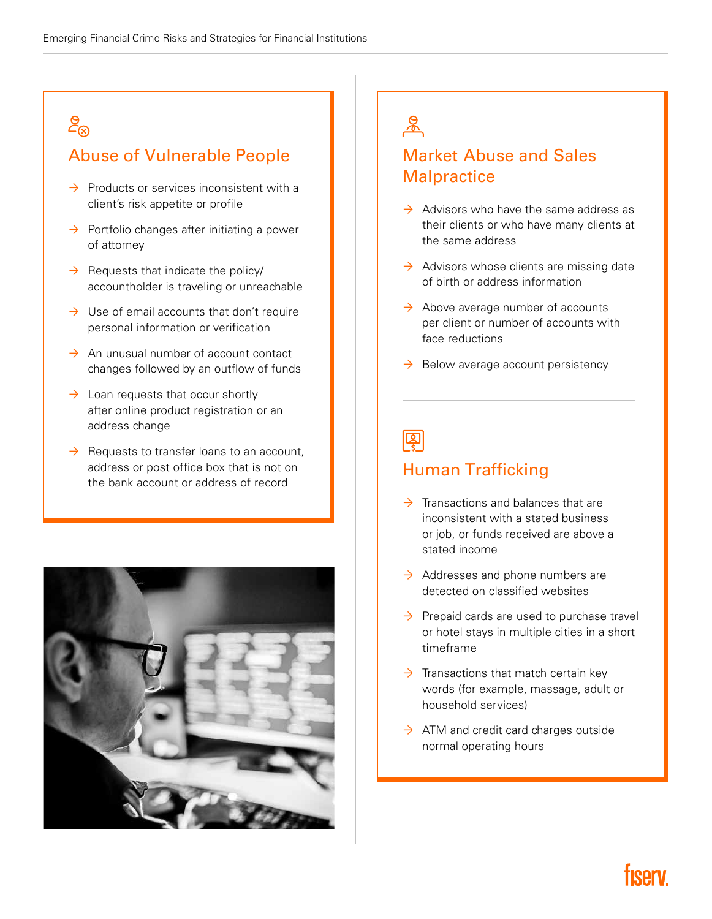## Abuse of Vulnerable People

- Products or services inconsistent with a client's risk appetite or profile
- Portfolio changes after initiating a power of attorney
- Requests that indicate the policy/accountholder is traveling or unreachable
- Use of email accounts that don't require personal information or verification
- An unusual number of account contact changes followed by an outflow of funds
- Loan requests that occur shortly after online product registration or an address change
- Requests to transfer loans to an account, address or post office box that is not on the bank account or address of record

## Market Abuse and Sales Malpractice

- Advisors who have the same address as their clients or who have many clients at the same address
- Advisors whose clients are missing date of birth or address information
- Above average number of accounts per client or number of accounts with face reductions
- Below average account persistency

## Human Trafficking

- Transactions and balances that are inconsistent with a stated business or job, or funds received are above a stated income
- Addresses and phone numbers are detected on classified websites
- Prepaid cards are used to purchase travel or hotel stays in multiple cities in a short timeframe
- Transactions that match certain key words (for example, massage, adult or household services)
- ATM and credit card charges outside normal operating hours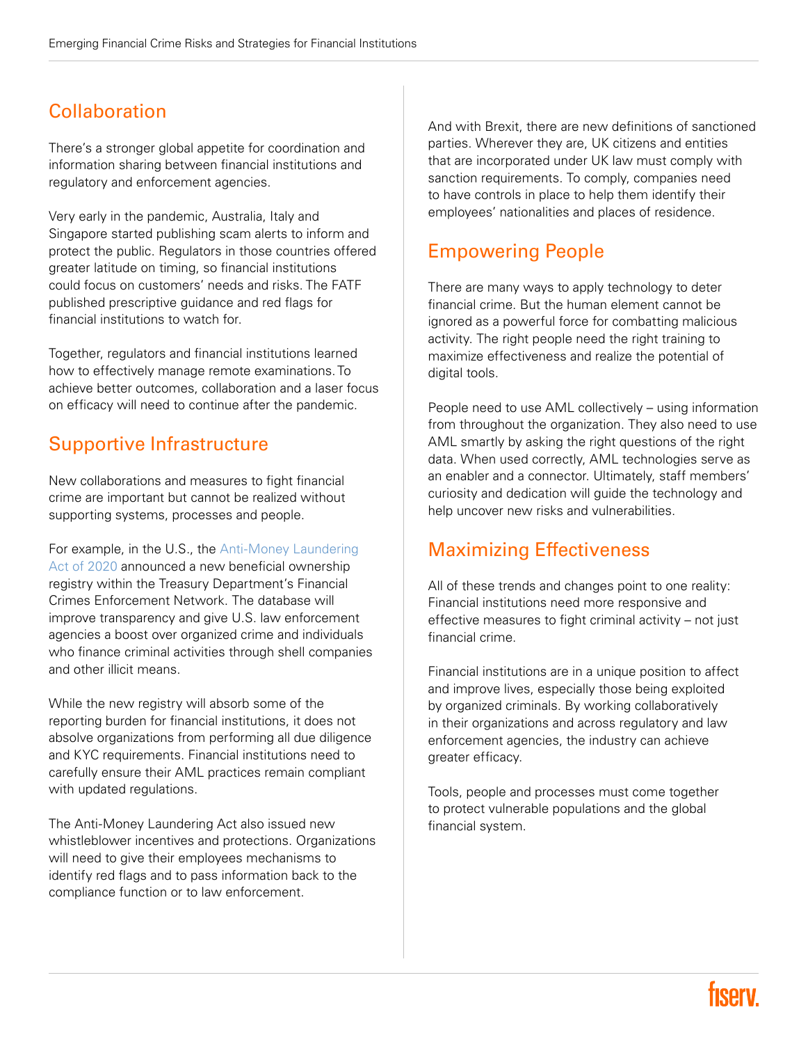## Collaboration

There's a stronger global appetite for coordination and information sharing between financial institutions and regulatory and enforcement agencies.

Very early in the pandemic, Australia, Italy and Singapore started publishing scam alerts to inform and protect the public. Regulators in those countries offered greater latitude on timing, so financial institutions could focus on customers' needs and risks. The FATF published prescriptive guidance and red flags for financial institutions to watch for.

Together, regulators and financial institutions learned how to effectively manage remote examinations. To achieve better outcomes, collaboration and a laser focus on efficacy will need to continue after the pandemic.

## Supportive Infrastructure

New collaborations and measures to fight financial crime are important but cannot be realized without supporting systems, processes and people.

For example, in the U.S., the Anti-Money Laundering Act of 2020 announced a new beneficial ownership registry within the Treasury Department's Financial Crimes Enforcement Network. The database will improve transparency and give U.S. law enforcement agencies a boost over organized crime and individuals who finance criminal activities through shell companies and other illicit means.

While the new registry will absorb some of the reporting burden for financial institutions, it does not absolve organizations from performing all due diligence and KYC requirements. Financial institutions need to carefully ensure their AML practices remain compliant with updated regulations.

The Anti-Money Laundering Act also issued new whistleblower incentives and protections. Organizations will need to give their employees mechanisms to identify red flags and to pass information back to the compliance function or to law enforcement.

And with Brexit, there are new definitions of sanctioned parties. Wherever they are, UK citizens and entities that are incorporated under UK law must comply with sanction requirements. To comply, companies need to have controls in place to help them identify their employees' nationalities and places of residence.

## Empowering People

There are many ways to apply technology to deter financial crime. But the human element cannot be ignored as a powerful force for combatting malicious activity. The right people need the right training to maximize effectiveness and realize the potential of digital tools.

People need to use AML collectively – using information from throughout the organization. They also need to use AML smartly by asking the right questions of the right data. When used correctly, AML technologies serve as an enabler and a connector. Ultimately, staff members' curiosity and dedication will guide the technology and help uncover new risks and vulnerabilities.

## Maximizing Effectiveness

All of these trends and changes point to one reality: Financial institutions need more responsive and effective measures to fight criminal activity – not just financial crime.

Financial institutions are in a unique position to affect and improve lives, especially those being exploited by organized criminals. By working collaboratively in their organizations and across regulatory and law enforcement agencies, the industry can achieve greater efficacy.

Tools, people and processes must come together to protect vulnerable populations and the global financial system.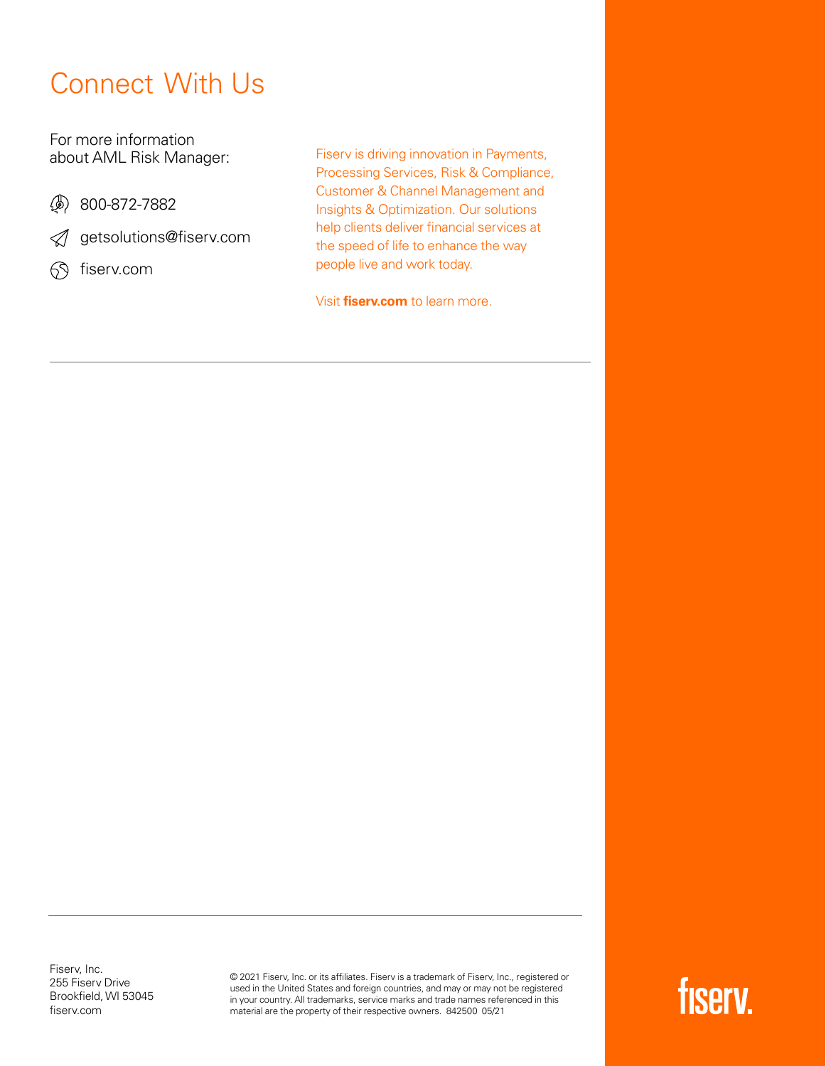# Connect With Us

For more information about AML Risk Manager:

800-872-7882

getsolutions@fiserv.com

fiserv.com

Fiserv is driving innovation in Payments, Processing Services, Risk & Compliance, Customer & Channel Management and Insights & Optimization. Our solutions help clients deliver financial services at the speed of life to enhance the way people live and work today.

Visit **fiserv.com** to learn more.

Fiserv, Inc.
255 Fiserv Drive
Brookfield, WI 53045
fiserv.com

© 2021 Fiserv, Inc. or its affiliates. Fiserv is a trademark of Fiserv, Inc., registered or used in the United States and foreign countries, and may or may not be registered in your country. All trademarks, service marks and trade names referenced in this material are the property of their respective owners. 842500 05/21

fiserv.